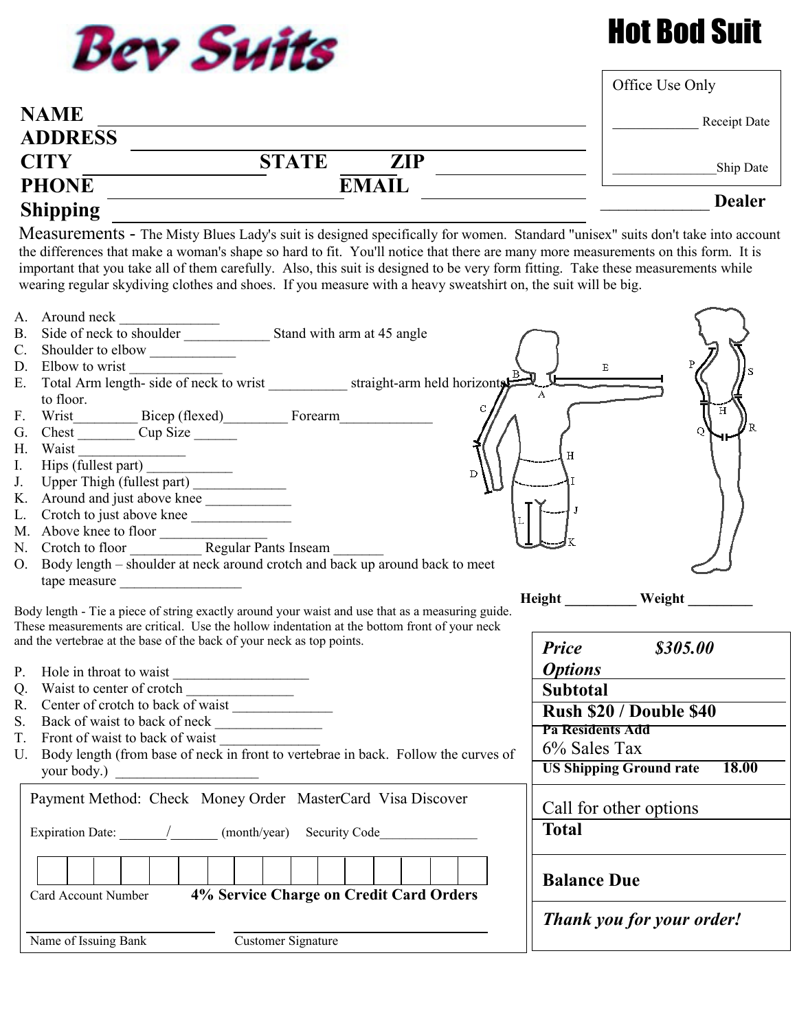# Bev Suits

# Hot Bod Suit

Office Use Only

____________ Receipt Date

_______________Ship Date

_____________ **Dealer**

**NAME** ______________________________________________

**ADDRESS** ___________________________________________

**CITY** __________________ **STATE** _____ **ZIP** ____________

**PHONE** ________________________ **EMAIL** ____________

**Shipping** ___________________________________________

Measurements - The Misty Blues Lady's suit is designed specifically for women. Standard "unisex" suits don't take into account the differences that make a woman's shape so hard to fit. You'll notice that there are many more measurements on this form. It is important that you take all of them carefully. Also, this suit is designed to be very form fitting. Take these measurements while wearing regular skydiving clothes and shoes. If you measure with a heavy sweatshirt on, the suit will be big.

A. Around neck ______________
B. Side of neck to shoulder ____________ Stand with arm at 45 angle
C. Shoulder to elbow ____________
D. Elbow to wrist _____________
E. Total Arm length- side of neck to wrist ___________ straight-arm held horizontal to floor.
F. Wrist_________ Bicep (flexed)_________ Forearm_____________
G. Chest ________ Cup Size ______
H. Waist _______________
I. Hips (fullest part) ____________
J. Upper Thigh (fullest part) _____________
K. Around and just above knee ____________
L. Crotch to just above knee ______________
M. Above knee to floor _______________
N. Crotch to floor __________ Regular Pants Inseam _______
O. Body length – shoulder at neck around crotch and back up around back to meet tape measure _________________

Height __________ Weight _________

Body length - Tie a piece of string exactly around your waist and use that as a measuring guide. These measurements are critical. Use the hollow indentation at the bottom front of your neck and the vertebrae at the base of the back of your neck as top points.

P. Hole in throat to waist ___________________
Q. Waist to center of crotch _______________
R. Center of crotch to back of waist ______________
S. Back of waist to back of neck _______________
T. Front of waist to back of waist ______________
U. Body length (from base of neck in front to vertebrae in back. Follow the curves of your body.) ____________________

| | |
|---|---|
| ***Price*** | ***$305.00*** |
| ***Options*** | |
| **Subtotal** | |
| **Rush $20 / Double $40** | |
| **Pa Residents Add** 6% Sales Tax | |
| **US Shipping Ground rate** | **18.00** |
| Call for other options | |
| **Total** | |
| **Balance Due** | |
| ***Thank you for your order!*** | |

Payment Method: Check Money Order MasterCard Visa Discover

Expiration Date: _______/_______ (month/year) Security Code______________

Card Account Number **4% Service Charge on Credit Card Orders**

Name of Issuing Bank ______________ Customer Signature ______________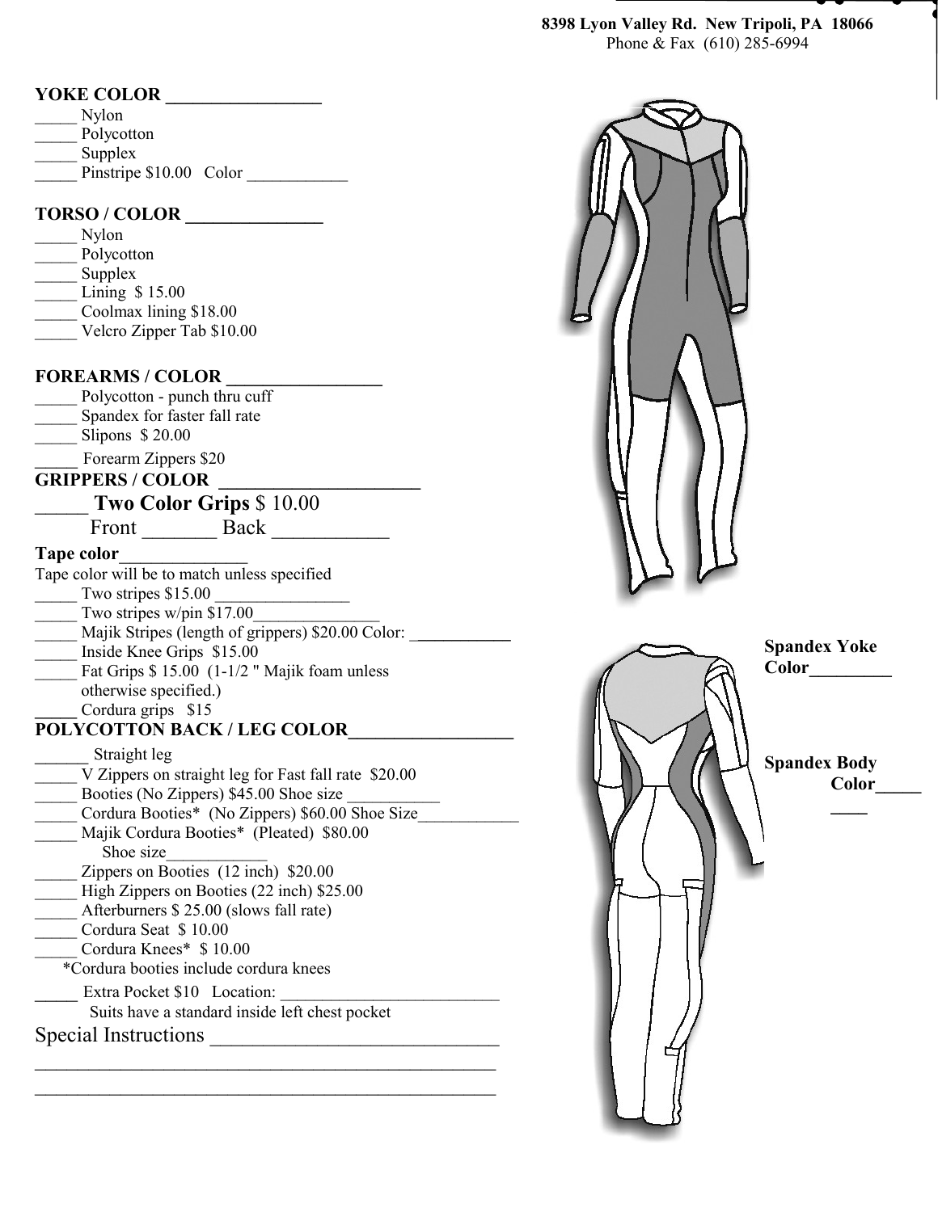8398 Lyon Valley Rd. New Tripoli, PA 18066
Phone & Fax (610) 285-6994

**YOKE COLOR ________________**

_____ Nylon
_____ Polycotton
_____ Supplex
_____ Pinstripe $10.00 Color ____________

**TORSO / COLOR ______________**

_____ Nylon
_____ Polycotton
_____ Supplex
_____ Lining $ 15.00
_____ Coolmax lining $18.00
_____ Velcro Zipper Tab $10.00

**FOREARMS / COLOR ________________**

_____ Polycotton - punch thru cuff
_____ Spandex for faster fall rate
_____ Slipons $ 20.00
_____ Forearm Zippers $20

**GRIPPERS / COLOR ____________________**

_____ **Two Color Grips** $ 10.00
Front _______ Back ___________

**Tape color**______________

Tape color will be to match unless specified
_____ Two stripes $15.00 ________________
_____ Two stripes w/pin $17.00_______________
_____ Majik Stripes (length of grippers) $20.00 Color: ___________
_____ Inside Knee Grips $15.00
_____ Fat Grips $ 15.00 (1-1/2 " Majik foam unless otherwise specified.)
_____ Cordura grips $15

**POLYCOTTON BACK / LEG COLOR_________________**

______ Straight leg
_____ V Zippers on straight leg for Fast fall rate $20.00
_____ Booties (No Zippers) $45.00 Shoe size ___________
_____ Cordura Booties* (No Zippers) $60.00 Shoe Size____________
_____ Majik Cordura Booties* (Pleated) $80.00
Shoe size____________
_____ Zippers on Booties (12 inch) $20.00
_____ High Zippers on Booties (22 inch) $25.00
_____ Afterburners $ 25.00 (slows fall rate)
_____ Cordura Seat $ 10.00
_____ Cordura Knees* $ 10.00
*Cordura booties include cordura knees

_____ Extra Pocket $10 Location: __________________________
Suits have a standard inside left chest pocket

Special Instructions ____________________________
________________________________________________
________________________________________________

**Spandex Yoke Color_________**

**Spandex Body Color_____ ____**